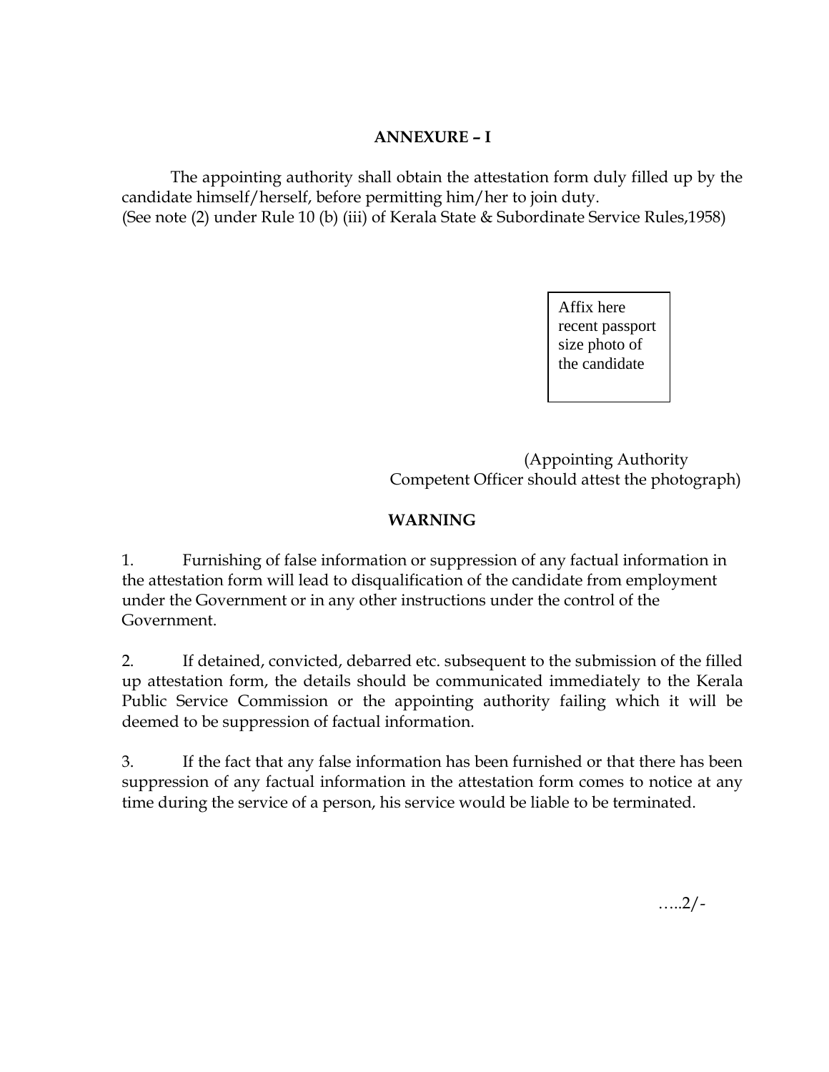## ANNEXURE – I

The appointing authority shall obtain the attestation form duly filled up by the candidate himself/herself, before permitting him/her to join duty.
(See note (2) under Rule 10 (b) (iii) of Kerala State & Subordinate Service Rules,1958)

Affix here recent passport size photo of the candidate

(Appointing Authority Competent Officer should attest the photograph)

## WARNING

1. Furnishing of false information or suppression of any factual information in the attestation form will lead to disqualification of the candidate from employment under the Government or in any other instructions under the control of the Government.

2. If detained, convicted, debarred etc. subsequent to the submission of the filled up attestation form, the details should be communicated immediately to the Kerala Public Service Commission or the appointing authority failing which it will be deemed to be suppression of factual information.

3. If the fact that any false information has been furnished or that there has been suppression of any factual information in the attestation form comes to notice at any time during the service of a person, his service would be liable to be terminated.

…..2/-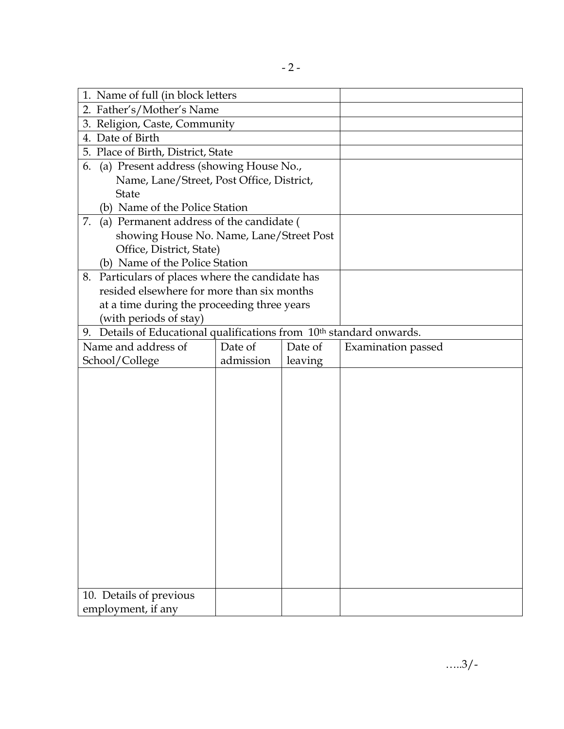| 1. Name of full (in block letters | | | |
|---|---|---|---|
| 2. Father's/Mother's Name | | | |
| 3. Religion, Caste, Community | | | |
| 4. Date of Birth | | | |
| 5. Place of Birth, District, State | | | |
| 6. (a) Present address (showing House No., Name, Lane/Street, Post Office, District, State<br>(b) Name of the Police Station | | | |
| 7. (a) Permanent address of the candidate ( showing House No. Name, Lane/Street Post Office, District, State)<br>(b) Name of the Police Station | | | |
| 8. Particulars of places where the candidate has resided elsewhere for more than six months at a time during the proceeding three years (with periods of stay) | | | |
| 9. Details of Educational qualifications from 10th standard onwards. | | | |
| Name and address of School/College | Date of admission | Date of leaving | Examination passed |
| | | | |
| 10. Details of previous employment, if any | | | |

…..3/-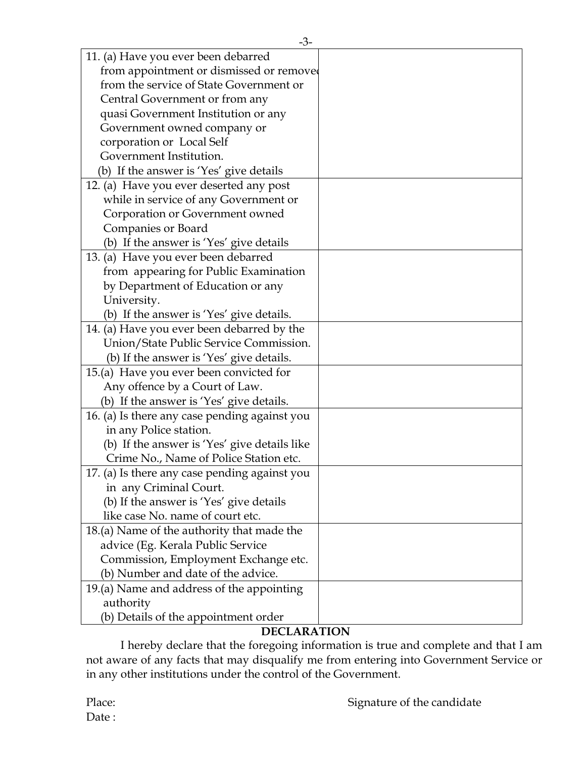| 11. (a) Have you ever been debarred from appointment or dismissed or removed from the service of State Government or Central Government or from any quasi Government Institution or any Government owned company or corporation or Local Self Government Institution.<br>(b) If the answer is 'Yes' give details | |
|---|---|
| 12. (a) Have you ever deserted any post while in service of any Government or Corporation or Government owned Companies or Board<br>(b) If the answer is 'Yes' give details | |
| 13. (a) Have you ever been debarred from appearing for Public Examination by Department of Education or any University.<br>(b) If the answer is 'Yes' give details. | |
| 14. (a) Have you ever been debarred by the Union/State Public Service Commission.<br>(b) If the answer is 'Yes' give details. | |
| 15.(a) Have you ever been convicted for Any offence by a Court of Law.<br>(b) If the answer is 'Yes' give details. | |
| 16. (a) Is there any case pending against you in any Police station.<br>(b) If the answer is 'Yes' give details like Crime No., Name of Police Station etc. | |
| 17. (a) Is there any case pending against you in any Criminal Court.<br>(b) If the answer is 'Yes' give details like case No. name of court etc. | |
| 18.(a) Name of the authority that made the advice (Eg. Kerala Public Service Commission, Employment Exchange etc.<br>(b) Number and date of the advice. | |
| 19.(a) Name and address of the appointing authority<br>(b) Details of the appointment order | |

**DECLARATION**

I hereby declare that the foregoing information is true and complete and that I am not aware of any facts that may disqualify me from entering into Government Service or in any other institutions under the control of the Government.

Place: Signature of the candidate

Date :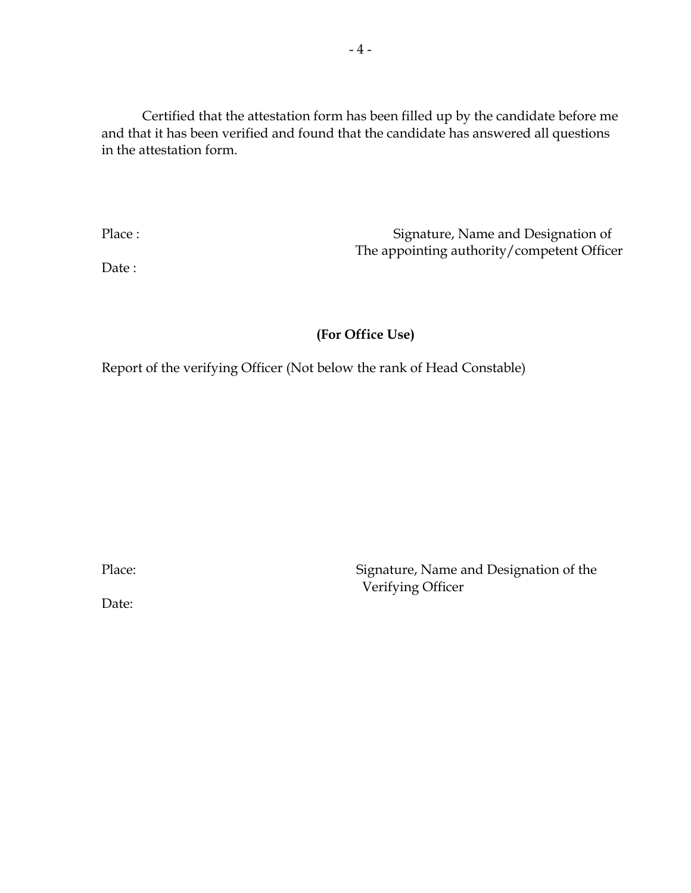Certified that the attestation form has been filled up by the candidate before me and that it has been verified and found that the candidate has answered all questions in the attestation form.

Place :

Signature, Name and Designation of
The appointing authority/competent Officer

Date :

**(For Office Use)**

Report of the verifying Officer (Not below the rank of Head Constable)

Place:

Signature, Name and Designation of the
Verifying Officer

Date: